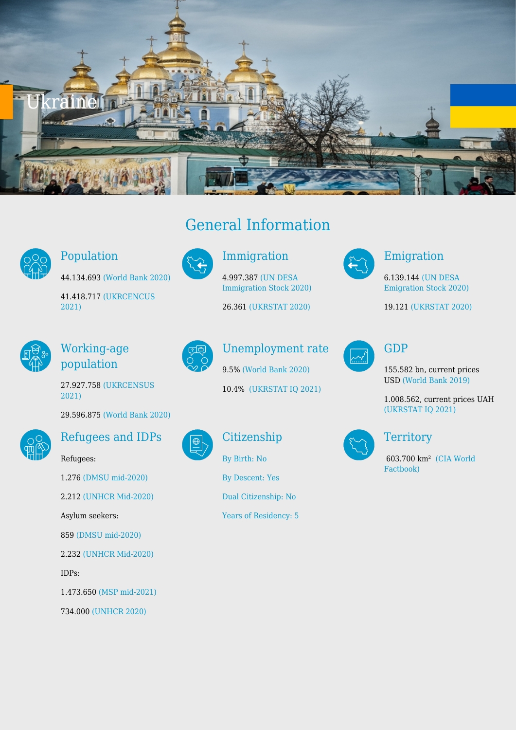# Ukraine

## General Information

### Population

44.134.693 (World Bank 2020)

41.418.717 (UKRCENCUS 2021)

### Immigration

4.997.387 (UN DESA Immigration Stock 2020)

26.361 (UKRSTAT 2020)

### Emigration

6.139.144 (UN DESA Emigration Stock 2020)

19.121 (UKRSTAT 2020)

### Working-age population

27.927.758 (UKRCENSUS 2021)

29.596.875 (World Bank 2020)

### Unemployment rate

9.5% (World Bank 2020)

10.4% (UKRSTAT IQ 2021)

### GDP

155.582 bn, current prices USD (World Bank 2019)

1.008.562, current prices UAH (UKRSTAT IQ 2021)

### Refugees and IDPs

Refugees:

1.276 (DMSU mid-2020)

2.212 (UNHCR Mid-2020)

Asylum seekers:

859 (DMSU mid-2020)

2.232 (UNHCR Mid-2020)

IDPs:

1.473.650 (MSP mid-2021)

734.000 (UNHCR 2020)

### Citizenship

By Birth: No

By Descent: Yes

Dual Citizenship: No

Years of Residency: 5

### Territory

603.700 km² (CIA World Factbook)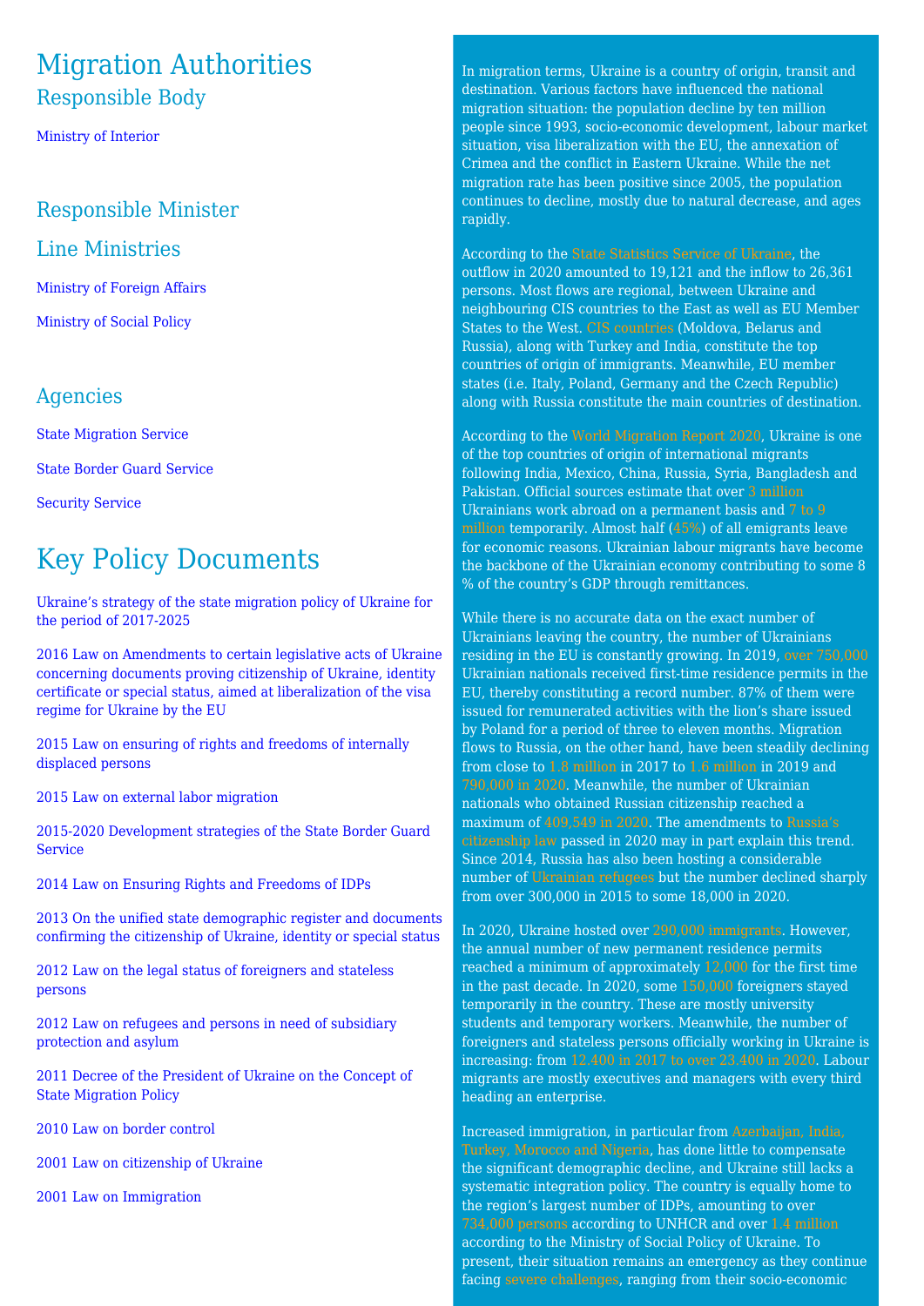# Migration Authorities

## Responsible Body

Ministry of Interior

## Responsible Minister

## Line Ministries

Ministry of Foreign Affairs

Ministry of Social Policy

## Agencies

State Migration Service

State Border Guard Service

Security Service

# Key Policy Documents

Ukraine's strategy of the state migration policy of Ukraine for the period of 2017-2025

2016 Law on Amendments to certain legislative acts of Ukraine concerning documents proving citizenship of Ukraine, identity certificate or special status, aimed at liberalization of the visa regime for Ukraine by the EU

2015 Law on ensuring of rights and freedoms of internally displaced persons

2015 Law on external labor migration

2015-2020 Development strategies of the State Border Guard Service

2014 Law on Ensuring Rights and Freedoms of IDPs

2013 On the unified state demographic register and documents confirming the citizenship of Ukraine, identity or special status

2012 Law on the legal status of foreigners and stateless persons

2012 Law on refugees and persons in need of subsidiary protection and asylum

2011 Decree of the President of Ukraine on the Concept of State Migration Policy

2010 Law on border control

2001 Law on citizenship of Ukraine

2001 Law on Immigration

In migration terms, Ukraine is a country of origin, transit and destination. Various factors have influenced the national migration situation: the population decline by ten million people since 1993, socio-economic development, labour market situation, visa liberalization with the EU, the annexation of Crimea and the conflict in Eastern Ukraine. While the net migration rate has been positive since 2005, the population continues to decline, mostly due to natural decrease, and ages rapidly.

According to the State Statistics Service of Ukraine, the outflow in 2020 amounted to 19,121 and the inflow to 26,361 persons. Most flows are regional, between Ukraine and neighbouring CIS countries to the East as well as EU Member States to the West. CIS countries (Moldova, Belarus and Russia), along with Turkey and India, constitute the top countries of origin of immigrants. Meanwhile, EU member states (i.e. Italy, Poland, Germany and the Czech Republic) along with Russia constitute the main countries of destination.

According to the World Migration Report 2020, Ukraine is one of the top countries of origin of international migrants following India, Mexico, China, Russia, Syria, Bangladesh and Pakistan. Official sources estimate that over 3 million Ukrainians work abroad on a permanent basis and 7 to 9 million temporarily. Almost half (45%) of all emigrants leave for economic reasons. Ukrainian labour migrants have become the backbone of the Ukrainian economy contributing to some 8 % of the country's GDP through remittances.

While there is no accurate data on the exact number of Ukrainians leaving the country, the number of Ukrainians residing in the EU is constantly growing. In 2019, over 750,000 Ukrainian nationals received first-time residence permits in the EU, thereby constituting a record number. 87% of them were issued for remunerated activities with the lion's share issued by Poland for a period of three to eleven months. Migration flows to Russia, on the other hand, have been steadily declining from close to 1.8 million in 2017 to 1.6 million in 2019 and 790,000 in 2020. Meanwhile, the number of Ukrainian nationals who obtained Russian citizenship reached a maximum of 409,549 in 2020. The amendments to Russia's citizenship law passed in 2020 may in part explain this trend. Since 2014, Russia has also been hosting a considerable number of Ukrainian refugees but the number declined sharply from over 300,000 in 2015 to some 18,000 in 2020.

In 2020, Ukraine hosted over 290,000 immigrants. However, the annual number of new permanent residence permits reached a minimum of approximately 12,000 for the first time in the past decade. In 2020, some 150,000 foreigners stayed temporarily in the country. These are mostly university students and temporary workers. Meanwhile, the number of foreigners and stateless persons officially working in Ukraine is increasing: from 12.400 in 2017 to over 23.400 in 2020. Labour migrants are mostly executives and managers with every third heading an enterprise.

Increased immigration, in particular from Azerbaijan, India, Turkey, Morocco and Nigeria, has done little to compensate the significant demographic decline, and Ukraine still lacks a systematic integration policy. The country is equally home to the region's largest number of IDPs, amounting to over 734,000 persons according to UNHCR and over 1.4 million according to the Ministry of Social Policy of Ukraine. To present, their situation remains an emergency as they continue facing severe challenges, ranging from their socio-economic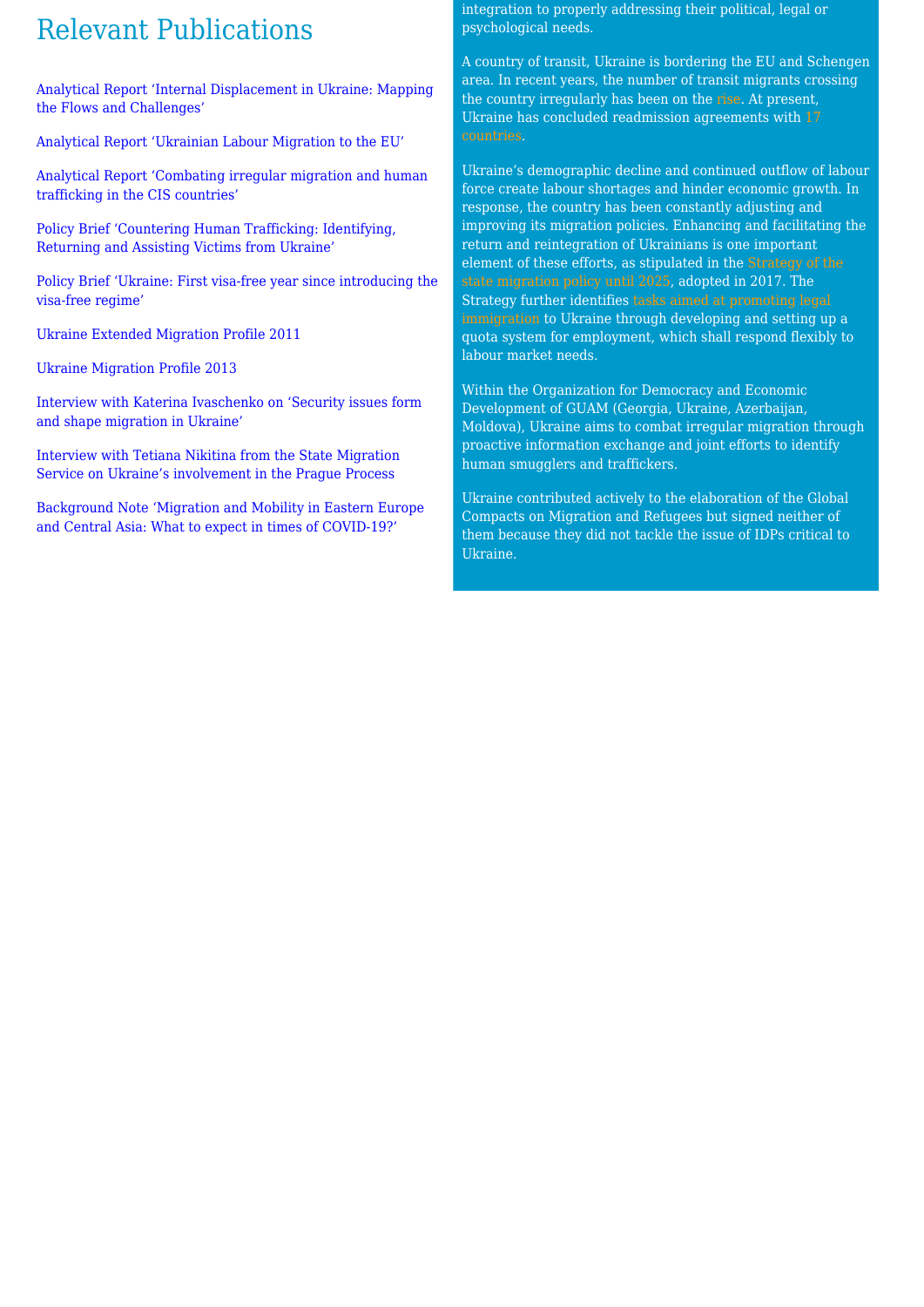# Relevant Publications

Analytical Report 'Internal Displacement in Ukraine: Mapping the Flows and Challenges'

Analytical Report 'Ukrainian Labour Migration to the EU'

Analytical Report 'Combating irregular migration and human trafficking in the CIS countries'

Policy Brief 'Countering Human Trafficking: Identifying, Returning and Assisting Victims from Ukraine'

Policy Brief 'Ukraine: First visa-free year since introducing the visa-free regime'

Ukraine Extended Migration Profile 2011

Ukraine Migration Profile 2013

Interview with Katerina Ivaschenko on 'Security issues form and shape migration in Ukraine'

Interview with Tetiana Nikitina from the State Migration Service on Ukraine's involvement in the Prague Process

Background Note 'Migration and Mobility in Eastern Europe and Central Asia: What to expect in times of COVID-19?'

integration to properly addressing their political, legal or psychological needs.

A country of transit, Ukraine is bordering the EU and Schengen area. In recent years, the number of transit migrants crossing the country irregularly has been on the rise. At present, Ukraine has concluded readmission agreements with 17 countries.

Ukraine's demographic decline and continued outflow of labour force create labour shortages and hinder economic growth. In response, the country has been constantly adjusting and improving its migration policies. Enhancing and facilitating the return and reintegration of Ukrainians is one important element of these efforts, as stipulated in the Strategy of the state migration policy until 2025, adopted in 2017. The Strategy further identifies tasks aimed at promoting legal immigration to Ukraine through developing and setting up a quota system for employment, which shall respond flexibly to labour market needs.

Within the Organization for Democracy and Economic Development of GUAM (Georgia, Ukraine, Azerbaijan, Moldova), Ukraine aims to combat irregular migration through proactive information exchange and joint efforts to identify human smugglers and traffickers.

Ukraine contributed actively to the elaboration of the Global Compacts on Migration and Refugees but signed neither of them because they did not tackle the issue of IDPs critical to Ukraine.